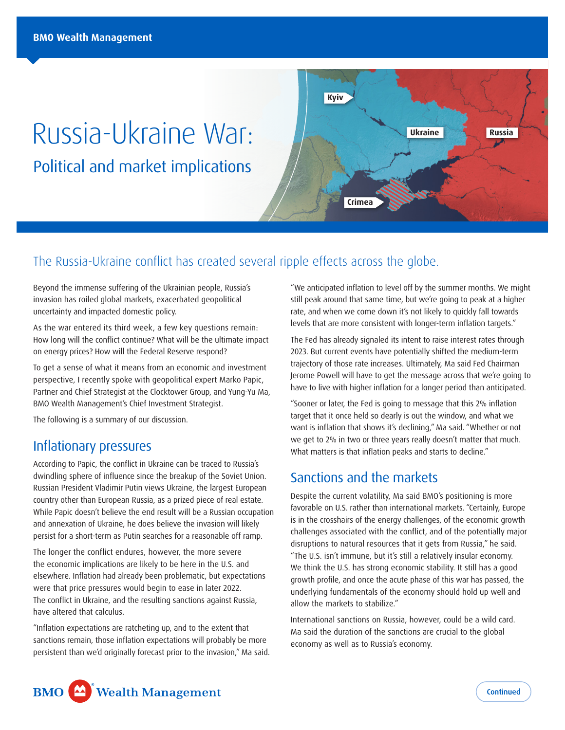# Russia-Ukraine War:

## Political and market implications

### The Russia-Ukraine conflict has created several ripple effects across the globe.

Beyond the immense suffering of the Ukrainian people, Russia's invasion has roiled global markets, exacerbated geopolitical uncertainty and impacted domestic policy.

As the war entered its third week, a few key questions remain: How long will the conflict continue? What will be the ultimate impact on energy prices? How will the Federal Reserve respond?

To get a sense of what it means from an economic and investment perspective, I recently spoke with geopolitical expert Marko Papic, Partner and Chief Strategist at the Clocktower Group, and Yung-Yu Ma, BMO Wealth Management's Chief Investment Strategist.

The following is a summary of our discussion.

## Inflationary pressures

According to Papic, the conflict in Ukraine can be traced to Russia's dwindling sphere of influence since the breakup of the Soviet Union. Russian President Vladimir Putin views Ukraine, the largest European country other than European Russia, as a prized piece of real estate. While Papic doesn't believe the end result will be a Russian occupation and annexation of Ukraine, he does believe the invasion will likely persist for a short-term as Putin searches for a reasonable off ramp.

The longer the conflict endures, however, the more severe the economic implications are likely to be here in the U.S. and elsewhere. Inflation had already been problematic, but expectations were that price pressures would begin to ease in later 2022. The conflict in Ukraine, and the resulting sanctions against Russia, have altered that calculus.

"Inflation expectations are ratcheting up, and to the extent that sanctions remain, those inflation expectations will probably be more persistent than we'd originally forecast prior to the invasion," Ma said.

"We anticipated inflation to level off by the summer months. We might still peak around that same time, but we're going to peak at a higher rate, and when we come down it's not likely to quickly fall towards levels that are more consistent with longer-term inflation targets."

The Fed has already signaled its intent to raise interest rates through 2023. But current events have potentially shifted the medium-term trajectory of those rate increases. Ultimately, Ma said Fed Chairman Jerome Powell will have to get the message across that we're going to have to live with higher inflation for a longer period than anticipated.

"Sooner or later, the Fed is going to message that this 2% inflation target that it once held so dearly is out the window, and what we want is inflation that shows it's declining," Ma said. "Whether or not we get to 2% in two or three years really doesn't matter that much. What matters is that inflation peaks and starts to decline."

## Sanctions and the markets

Despite the current volatility, Ma said BMO's positioning is more favorable on U.S. rather than international markets. "Certainly, Europe is in the crosshairs of the energy challenges, of the economic growth challenges associated with the conflict, and of the potentially major disruptions to natural resources that it gets from Russia," he said. "The U.S. isn't immune, but it's still a relatively insular economy. We think the U.S. has strong economic stability. It still has a good growth profile, and once the acute phase of this war has passed, the underlying fundamentals of the economy should hold up well and allow the markets to stabilize."

International sanctions on Russia, however, could be a wild card. Ma said the duration of the sanctions are crucial to the global economy as well as to Russia's economy.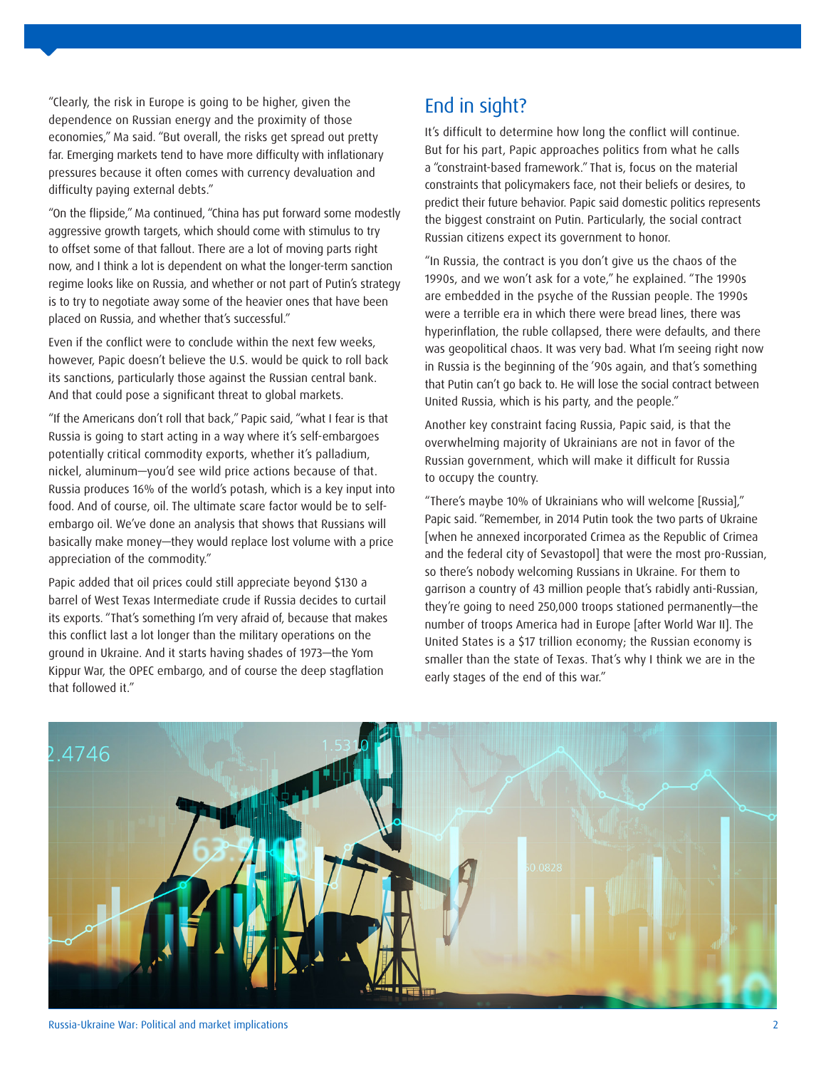"Clearly, the risk in Europe is going to be higher, given the dependence on Russian energy and the proximity of those economies," Ma said. "But overall, the risks get spread out pretty far. Emerging markets tend to have more difficulty with inflationary pressures because it often comes with currency devaluation and difficulty paying external debts."

"On the flipside," Ma continued, "China has put forward some modestly aggressive growth targets, which should come with stimulus to try to offset some of that fallout. There are a lot of moving parts right now, and I think a lot is dependent on what the longer-term sanction regime looks like on Russia, and whether or not part of Putin's strategy is to try to negotiate away some of the heavier ones that have been placed on Russia, and whether that's successful."

Even if the conflict were to conclude within the next few weeks, however, Papic doesn't believe the U.S. would be quick to roll back its sanctions, particularly those against the Russian central bank. And that could pose a significant threat to global markets.

"If the Americans don't roll that back," Papic said, "what I fear is that Russia is going to start acting in a way where it's self-embargoes potentially critical commodity exports, whether it's palladium, nickel, aluminum—you'd see wild price actions because of that. Russia produces 16% of the world's potash, which is a key input into food. And of course, oil. The ultimate scare factor would be to self-embargo oil. We've done an analysis that shows that Russians will basically make money—they would replace lost volume with a price appreciation of the commodity."

Papic added that oil prices could still appreciate beyond $130 a barrel of West Texas Intermediate crude if Russia decides to curtail its exports. "That's something I'm very afraid of, because that makes this conflict last a lot longer than the military operations on the ground in Ukraine. And it starts having shades of 1973—the Yom Kippur War, the OPEC embargo, and of course the deep stagflation that followed it."

## End in sight?

It's difficult to determine how long the conflict will continue. But for his part, Papic approaches politics from what he calls a "constraint-based framework." That is, focus on the material constraints that policymakers face, not their beliefs or desires, to predict their future behavior. Papic said domestic politics represents the biggest constraint on Putin. Particularly, the social contract Russian citizens expect its government to honor.

"In Russia, the contract is you don't give us the chaos of the 1990s, and we won't ask for a vote," he explained. "The 1990s are embedded in the psyche of the Russian people. The 1990s were a terrible era in which there were bread lines, there was hyperinflation, the ruble collapsed, there were defaults, and there was geopolitical chaos. It was very bad. What I'm seeing right now in Russia is the beginning of the '90s again, and that's something that Putin can't go back to. He will lose the social contract between United Russia, which is his party, and the people."

Another key constraint facing Russia, Papic said, is that the overwhelming majority of Ukrainians are not in favor of the Russian government, which will make it difficult for Russia to occupy the country.

"There's maybe 10% of Ukrainians who will welcome [Russia]," Papic said. "Remember, in 2014 Putin took the two parts of Ukraine [when he annexed incorporated Crimea as the Republic of Crimea and the federal city of Sevastopol] that were the most pro-Russian, so there's nobody welcoming Russians in Ukraine. For them to garrison a country of 43 million people that's rabidly anti-Russian, they're going to need 250,000 troops stationed permanently—the number of troops America had in Europe [after World War II]. The United States is a $17 trillion economy; the Russian economy is smaller than the state of Texas. That's why I think we are in the early stages of the end of this war."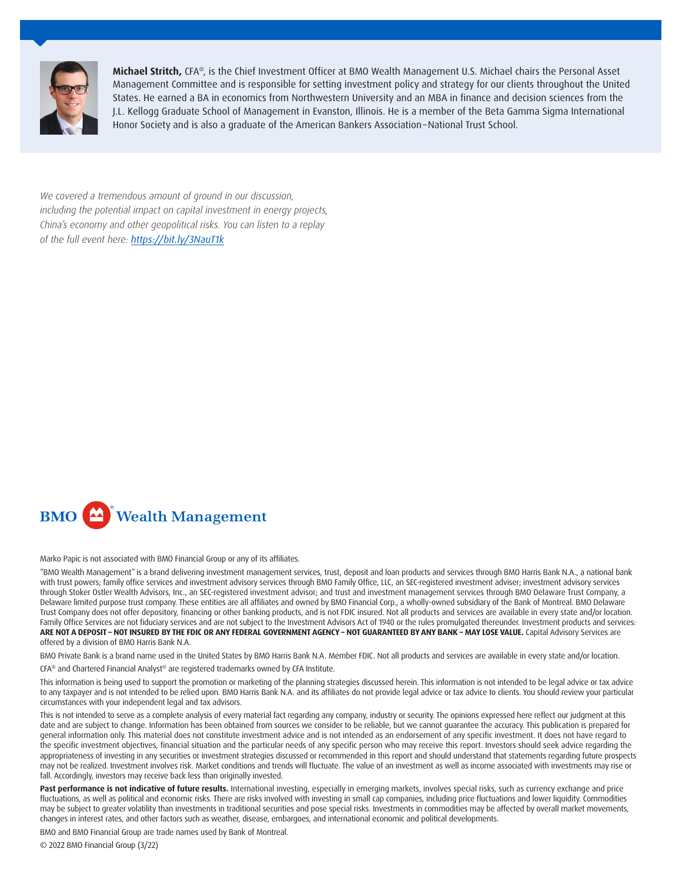**Michael Stritch,** CFA®, is the Chief Investment Officer at BMO Wealth Management U.S. Michael chairs the Personal Asset Management Committee and is responsible for setting investment policy and strategy for our clients throughout the United States. He earned a BA in economics from Northwestern University and an MBA in finance and decision sciences from the J.L. Kellogg Graduate School of Management in Evanston, Illinois. He is a member of the Beta Gamma Sigma International Honor Society and is also a graduate of the American Bankers Association–National Trust School.

*We covered a tremendous amount of ground in our discussion, including the potential impact on capital investment in energy projects, China's economy and other geopolitical risks. You can listen to a replay of the full event here: https://bit.ly/3NauT1k*

BMO Wealth Management

Marko Papic is not associated with BMO Financial Group or any of its affiliates.

"BMO Wealth Management" is a brand delivering investment management services, trust, deposit and loan products and services through BMO Harris Bank N.A., a national bank with trust powers; family office services and investment advisory services through BMO Family Office, LLC, an SEC-registered investment adviser; investment advisory services through Stoker Ostler Wealth Advisors, Inc., an SEC-registered investment advisor; and trust and investment management services through BMO Delaware Trust Company, a Delaware limited purpose trust company. These entities are all affiliates and owned by BMO Financial Corp., a wholly-owned subsidiary of the Bank of Montreal. BMO Delaware Trust Company does not offer depository, financing or other banking products, and is not FDIC insured. Not all products and services are available in every state and/or location. Family Office Services are not fiduciary services and are not subject to the Investment Advisors Act of 1940 or the rules promulgated thereunder. Investment products and services: **ARE NOT A DEPOSIT – NOT INSURED BY THE FDIC OR ANY FEDERAL GOVERNMENT AGENCY – NOT GUARANTEED BY ANY BANK – MAY LOSE VALUE.** Capital Advisory Services are offered by a division of BMO Harris Bank N.A.

BMO Private Bank is a brand name used in the United States by BMO Harris Bank N.A. Member FDIC. Not all products and services are available in every state and/or location.

CFA® and Chartered Financial Analyst® are registered trademarks owned by CFA Institute.

This information is being used to support the promotion or marketing of the planning strategies discussed herein. This information is not intended to be legal advice or tax advice to any taxpayer and is not intended to be relied upon. BMO Harris Bank N.A. and its affiliates do not provide legal advice or tax advice to clients. You should review your particular circumstances with your independent legal and tax advisors.

This is not intended to serve as a complete analysis of every material fact regarding any company, industry or security. The opinions expressed here reflect our judgment at this date and are subject to change. Information has been obtained from sources we consider to be reliable, but we cannot guarantee the accuracy. This publication is prepared for general information only. This material does not constitute investment advice and is not intended as an endorsement of any specific investment. It does not have regard to the specific investment objectives, financial situation and the particular needs of any specific person who may receive this report. Investors should seek advice regarding the appropriateness of investing in any securities or investment strategies discussed or recommended in this report and should understand that statements regarding future prospects may not be realized. Investment involves risk. Market conditions and trends will fluctuate. The value of an investment as well as income associated with investments may rise or fall. Accordingly, investors may receive back less than originally invested.

**Past performance is not indicative of future results.** International investing, especially in emerging markets, involves special risks, such as currency exchange and price fluctuations, as well as political and economic risks. There are risks involved with investing in small cap companies, including price fluctuations and lower liquidity. Commodities may be subject to greater volatility than investments in traditional securities and pose special risks. Investments in commodities may be affected by overall market movements, changes in interest rates, and other factors such as weather, disease, embargoes, and international economic and political developments.

BMO and BMO Financial Group are trade names used by Bank of Montreal.

© 2022 BMO Financial Group (3/22)